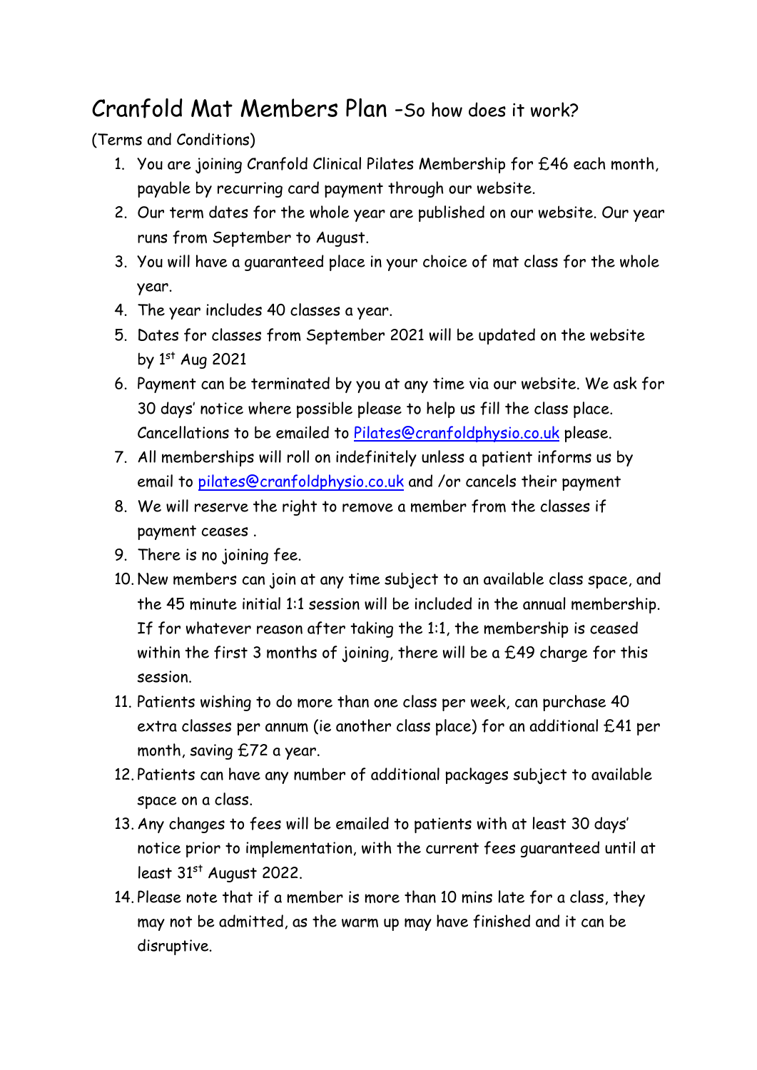# Cranfold Mat Members Plan -So how does it work?

(Terms and Conditions)

1. You are joining Cranfold Clinical Pilates Membership for £46 each month, payable by recurring card payment through our website.
2. Our term dates for the whole year are published on our website. Our year runs from September to August.
3. You will have a guaranteed place in your choice of mat class for the whole year.
4. The year includes 40 classes a year.
5. Dates for classes from September 2021 will be updated on the website by 1st Aug 2021
6. Payment can be terminated by you at any time via our website. We ask for 30 days' notice where possible please to help us fill the class place. Cancellations to be emailed to Pilates@cranfoldphysio.co.uk please.
7. All memberships will roll on indefinitely unless a patient informs us by email to pilates@cranfoldphysio.co.uk and /or cancels their payment
8. We will reserve the right to remove a member from the classes if payment ceases .
9. There is no joining fee.
10. New members can join at any time subject to an available class space, and the 45 minute initial 1:1 session will be included in the annual membership. If for whatever reason after taking the 1:1, the membership is ceased within the first 3 months of joining, there will be a £49 charge for this session.
11. Patients wishing to do more than one class per week, can purchase 40 extra classes per annum (ie another class place) for an additional £41 per month, saving £72 a year.
12. Patients can have any number of additional packages subject to available space on a class.
13. Any changes to fees will be emailed to patients with at least 30 days' notice prior to implementation, with the current fees guaranteed until at least 31st August 2022.
14. Please note that if a member is more than 10 mins late for a class, they may not be admitted, as the warm up may have finished and it can be disruptive.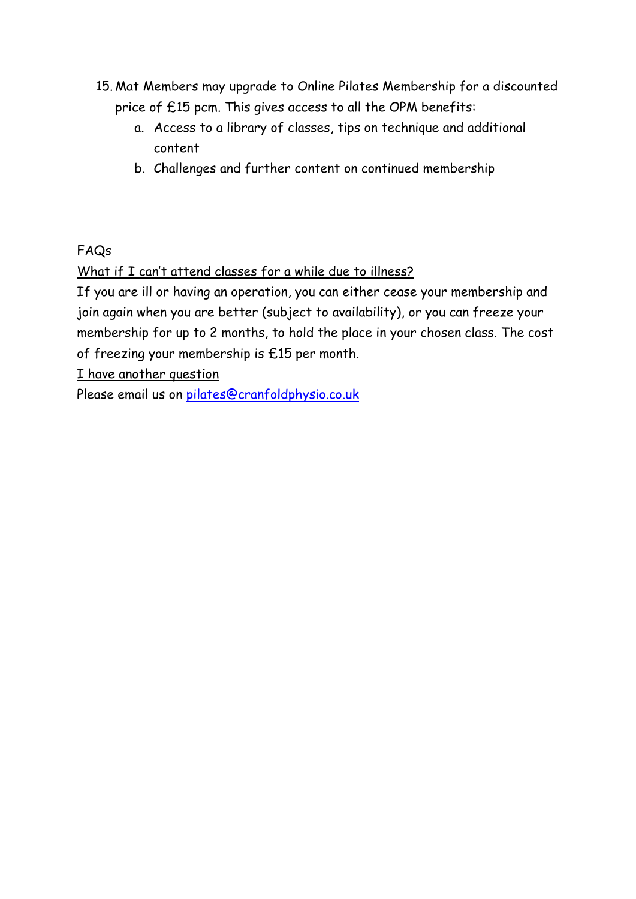15. Mat Members may upgrade to Online Pilates Membership for a discounted price of £15 pcm. This gives access to all the OPM benefits:
    a. Access to a library of classes, tips on technique and additional content
    b. Challenges and further content on continued membership

FAQs

<u>What if I can't attend classes for a while due to illness?</u>

If you are ill or having an operation, you can either cease your membership and join again when you are better (subject to availability), or you can freeze your membership for up to 2 months, to hold the place in your chosen class. The cost of freezing your membership is £15 per month.

<u>I have another question</u>

Please email us on [pilates@cranfoldphysio.co.uk](mailto:pilates@cranfoldphysio.co.uk)